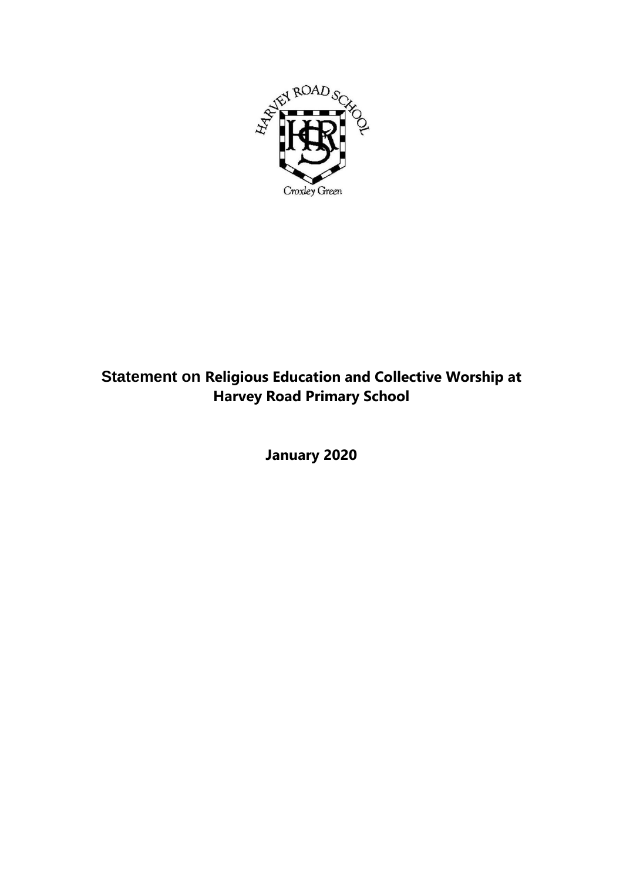# Statement on Religious Education and Collective Worship at Harvey Road Primary School

**January 2020**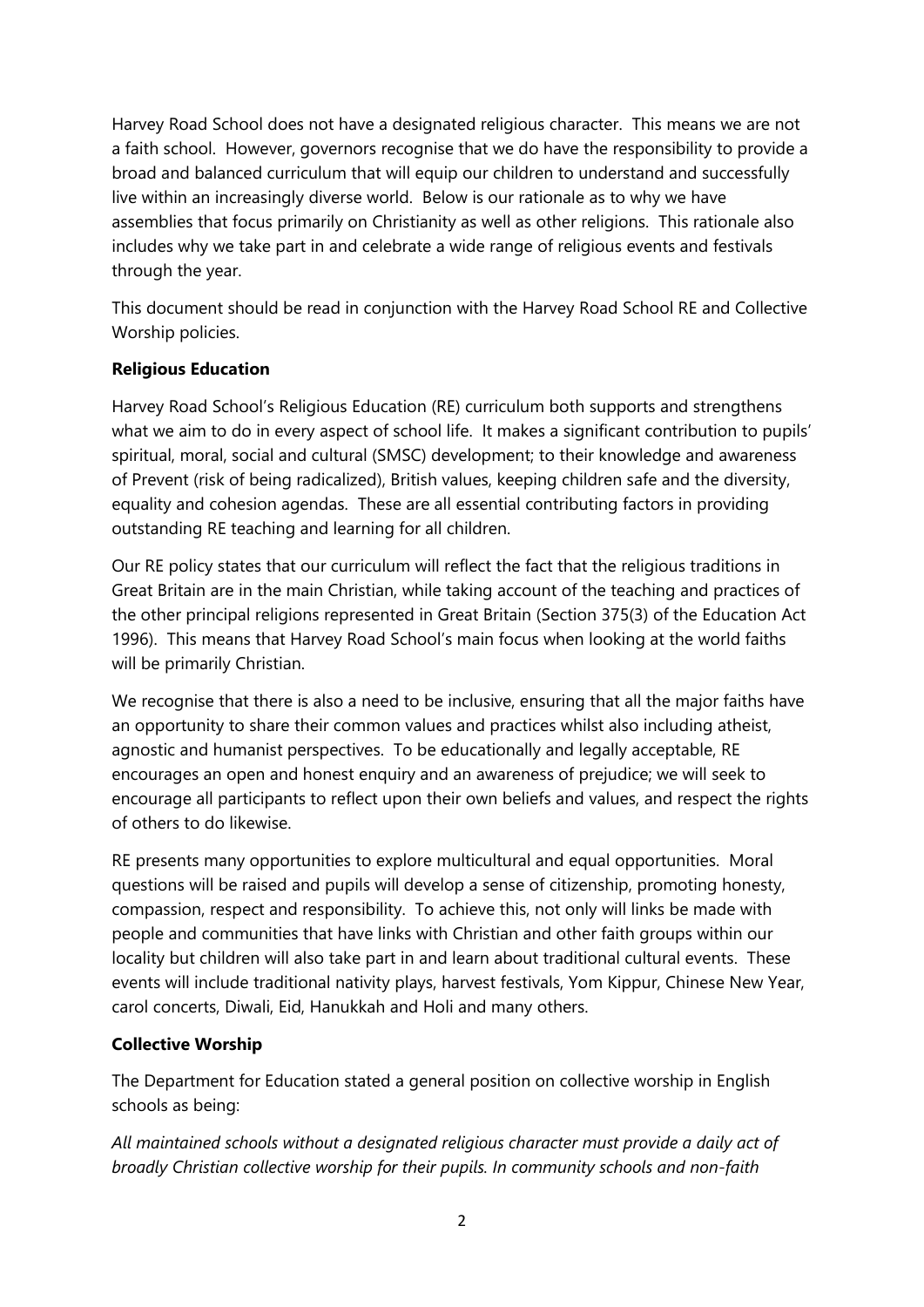Harvey Road School does not have a designated religious character. This means we are not a faith school. However, governors recognise that we do have the responsibility to provide a broad and balanced curriculum that will equip our children to understand and successfully live within an increasingly diverse world. Below is our rationale as to why we have assemblies that focus primarily on Christianity as well as other religions. This rationale also includes why we take part in and celebrate a wide range of religious events and festivals through the year.

This document should be read in conjunction with the Harvey Road School RE and Collective Worship policies.

**Religious Education**

Harvey Road School's Religious Education (RE) curriculum both supports and strengthens what we aim to do in every aspect of school life. It makes a significant contribution to pupils' spiritual, moral, social and cultural (SMSC) development; to their knowledge and awareness of Prevent (risk of being radicalized), British values, keeping children safe and the diversity, equality and cohesion agendas. These are all essential contributing factors in providing outstanding RE teaching and learning for all children.

Our RE policy states that our curriculum will reflect the fact that the religious traditions in Great Britain are in the main Christian, while taking account of the teaching and practices of the other principal religions represented in Great Britain (Section 375(3) of the Education Act 1996). This means that Harvey Road School's main focus when looking at the world faiths will be primarily Christian.

We recognise that there is also a need to be inclusive, ensuring that all the major faiths have an opportunity to share their common values and practices whilst also including atheist, agnostic and humanist perspectives. To be educationally and legally acceptable, RE encourages an open and honest enquiry and an awareness of prejudice; we will seek to encourage all participants to reflect upon their own beliefs and values, and respect the rights of others to do likewise.

RE presents many opportunities to explore multicultural and equal opportunities. Moral questions will be raised and pupils will develop a sense of citizenship, promoting honesty, compassion, respect and responsibility. To achieve this, not only will links be made with people and communities that have links with Christian and other faith groups within our locality but children will also take part in and learn about traditional cultural events. These events will include traditional nativity plays, harvest festivals, Yom Kippur, Chinese New Year, carol concerts, Diwali, Eid, Hanukkah and Holi and many others.

**Collective Worship**

The Department for Education stated a general position on collective worship in English schools as being:

*All maintained schools without a designated religious character must provide a daily act of broadly Christian collective worship for their pupils. In community schools and non-faith*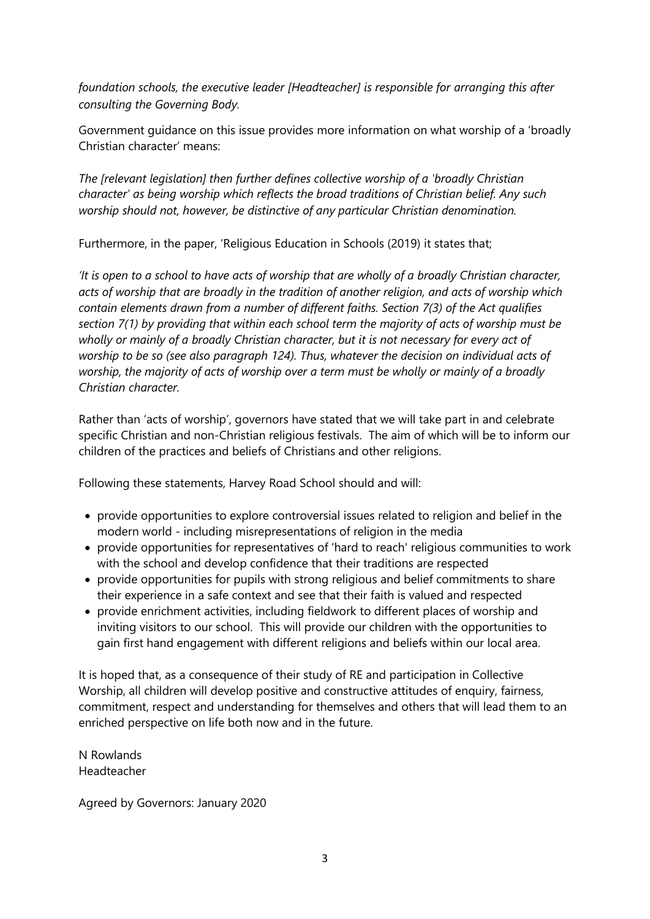*foundation schools, the executive leader [Headteacher] is responsible for arranging this after consulting the Governing Body.*

Government guidance on this issue provides more information on what worship of a 'broadly Christian character' means:

*The [relevant legislation] then further defines collective worship of a 'broadly Christian character' as being worship which reflects the broad traditions of Christian belief. Any such worship should not, however, be distinctive of any particular Christian denomination.*

Furthermore, in the paper, 'Religious Education in Schools (2019) it states that;

*'It is open to a school to have acts of worship that are wholly of a broadly Christian character, acts of worship that are broadly in the tradition of another religion, and acts of worship which contain elements drawn from a number of different faiths. Section 7(3) of the Act qualifies section 7(1) by providing that within each school term the majority of acts of worship must be wholly or mainly of a broadly Christian character, but it is not necessary for every act of worship to be so (see also paragraph 124). Thus, whatever the decision on individual acts of worship, the majority of acts of worship over a term must be wholly or mainly of a broadly Christian character.*

Rather than 'acts of worship', governors have stated that we will take part in and celebrate specific Christian and non-Christian religious festivals. The aim of which will be to inform our children of the practices and beliefs of Christians and other religions.

Following these statements, Harvey Road School should and will:

- provide opportunities to explore controversial issues related to religion and belief in the modern world - including misrepresentations of religion in the media
- provide opportunities for representatives of 'hard to reach' religious communities to work with the school and develop confidence that their traditions are respected
- provide opportunities for pupils with strong religious and belief commitments to share their experience in a safe context and see that their faith is valued and respected
- provide enrichment activities, including fieldwork to different places of worship and inviting visitors to our school. This will provide our children with the opportunities to gain first hand engagement with different religions and beliefs within our local area.

It is hoped that, as a consequence of their study of RE and participation in Collective Worship, all children will develop positive and constructive attitudes of enquiry, fairness, commitment, respect and understanding for themselves and others that will lead them to an enriched perspective on life both now and in the future.

N Rowlands
Headteacher

Agreed by Governors: January 2020